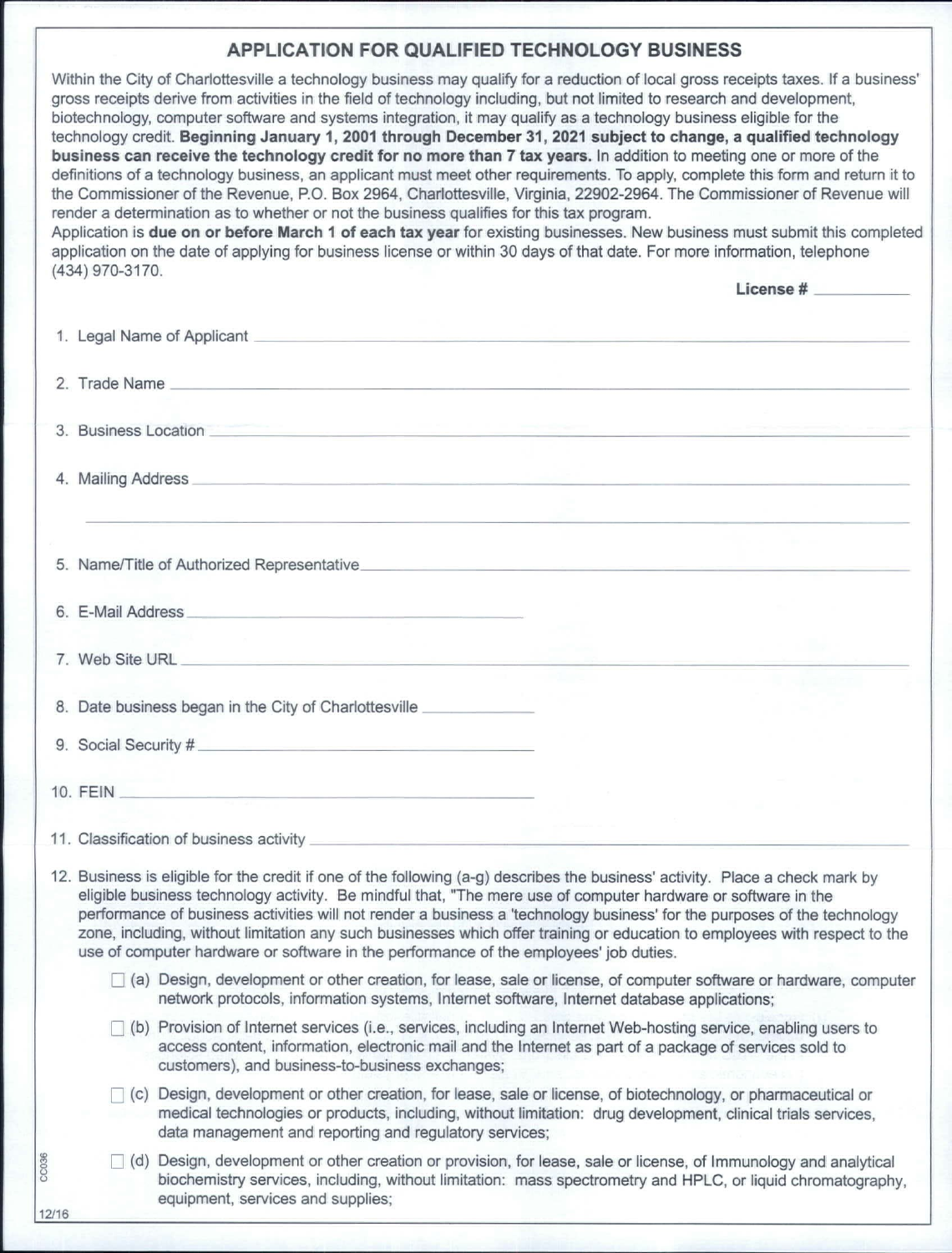# APPLICATION FOR QUALIFIED TECHNOLOGY BUSINESS

Within the City of Charlottesville a technology business may qualify for a reduction of local gross receipts taxes. If a business' gross receipts derive from activities in the field of technology including, but not limited to research and development, biotechnology, computer software and systems integration, it may qualify as a technology business eligible for the technology credit. **Beginning January 1, 2001 through December 31, 2021 subject to change, a qualified technology business can receive the technology credit for no more than 7 tax years.** In addition to meeting one or more of the definitions of a technology business, an applicant must meet other requirements. To apply, complete this form and return it to the Commissioner of the Revenue, P.O. Box 2964, Charlottesville, Virginia, 22902-2964. The Commissioner of Revenue will render a determination as to whether or not the business qualifies for this tax program.

Application is **due on or before March 1 of each tax year** for existing businesses. New business must submit this completed application on the date of applying for business license or within 30 days of that date. For more information, telephone (434) 970-3170.

**License #** ___________

1. Legal Name of Applicant ___________
2. Trade Name ___________
3. Business Location ___________
4. Mailing Address ___________

   ___________
5. Name/Title of Authorized Representative ___________
6. E-Mail Address ___________
7. Web Site URL ___________
8. Date business began in the City of Charlottesville ___________
9. Social Security # ___________
10. FEIN ___________
11. Classification of business activity ___________
12. Business is eligible for the credit if one of the following (a-g) describes the business' activity. Place a check mark by eligible business technology activity. Be mindful that, "The mere use of computer hardware or software in the performance of business activities will not render a business a 'technology business' for the purposes of the technology zone, including, without limitation any such businesses which offer training or education to employees with respect to the use of computer hardware or software in the performance of the employees' job duties.

    ☐ (a) Design, development or other creation, for lease, sale or license, of computer software or hardware, computer network protocols, information systems, Internet software, Internet database applications;

    ☐ (b) Provision of Internet services (i.e., services, including an Internet Web-hosting service, enabling users to access content, information, electronic mail and the Internet as part of a package of services sold to customers), and business-to-business exchanges;

    ☐ (c) Design, development or other creation, for lease, sale or license, of biotechnology, or pharmaceutical or medical technologies or products, including, without limitation: drug development, clinical trials services, data management and reporting and regulatory services;

    ☐ (d) Design, development or other creation or provision, for lease, sale or license, of Immunology and analytical biochemistry services, including, without limitation: mass spectrometry and HPLC, or liquid chromatography, equipment, services and supplies;

CC036

12/16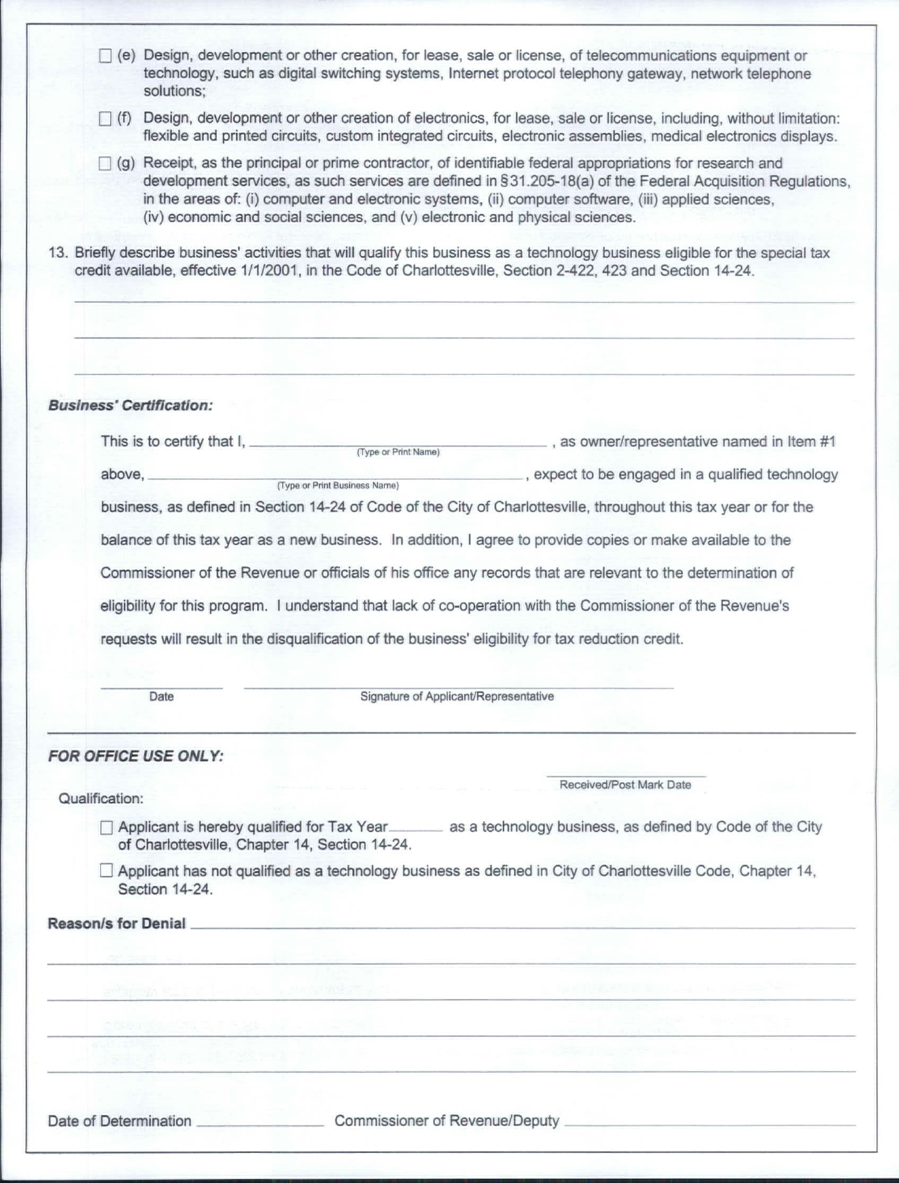☐ (e) Design, development or other creation, for lease, sale or license, of telecommunications equipment or technology, such as digital switching systems, Internet protocol telephony gateway, network telephone solutions;

☐ (f) Design, development or other creation of electronics, for lease, sale or license, including, without limitation: flexible and printed circuits, custom integrated circuits, electronic assemblies, medical electronics displays.

☐ (g) Receipt, as the principal or prime contractor, of identifiable federal appropriations for research and development services, as such services are defined in §31.205-18(a) of the Federal Acquisition Regulations, in the areas of: (i) computer and electronic systems, (ii) computer software, (iii) applied sciences, (iv) economic and social sciences, and (v) electronic and physical sciences.

13. Briefly describe business' activities that will qualify this business as a technology business eligible for the special tax credit available, effective 1/1/2001, in the Code of Charlottesville, Section 2-422, 423 and Section 14-24.

______________________________________________________________________

______________________________________________________________________

______________________________________________________________________

***Business' Certification:***

This is to certify that I, ______________________ (Type or Print Name), as owner/representative named in Item #1 above, ______________________ (Type or Print Business Name), expect to be engaged in a qualified technology business, as defined in Section 14-24 of Code of the City of Charlottesville, throughout this tax year or for the balance of this tax year as a new business. In addition, I agree to provide copies or make available to the Commissioner of the Revenue or officials of his office any records that are relevant to the determination of eligibility for this program. I understand that lack of co-operation with the Commissioner of the Revenue's requests will result in the disqualification of the business' eligibility for tax reduction credit.

__________ Date ______________________ Signature of Applicant/Representative

***FOR OFFICE USE ONLY:***

______________________ Received/Post Mark Date

Qualification:

☐ Applicant is hereby qualified for Tax Year______ as a technology business, as defined by Code of the City of Charlottesville, Chapter 14, Section 14-24.

☐ Applicant has not qualified as a technology business as defined in City of Charlottesville Code, Chapter 14, Section 14-24.

**Reason/s for Denial** ______________________________________________________________________

______________________________________________________________________

______________________________________________________________________

______________________________________________________________________

______________________________________________________________________

Date of Determination ______________ Commissioner of Revenue/Deputy ______________________